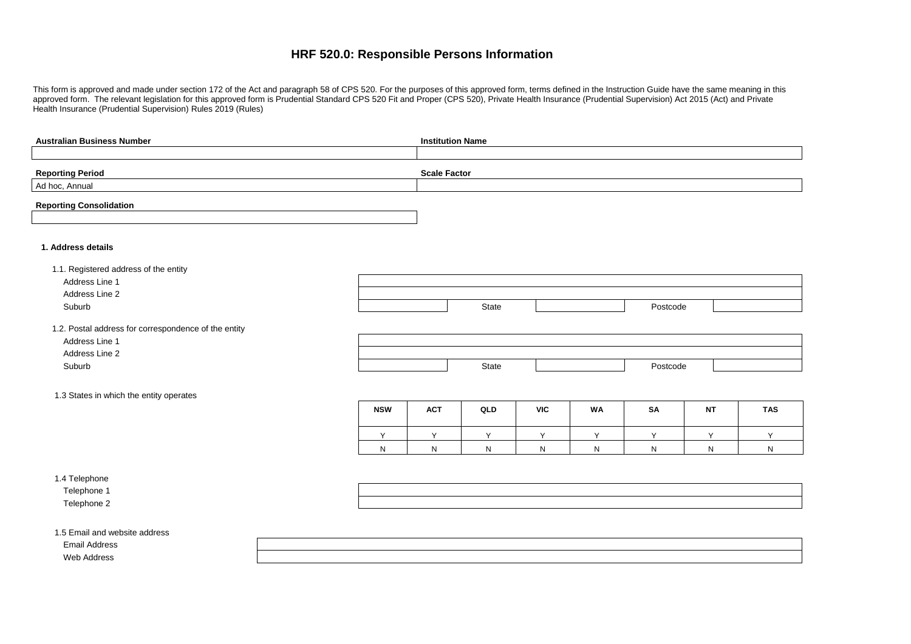# HRF 520.0: Responsible Persons Information

This form is approved and made under section 172 of the Act and paragraph 58 of CPS 520. For the purposes of this approved form, terms defined in the Instruction Guide have the same meaning in this approved form. The relevant legislation for this approved form is Prudential Standard CPS 520 Fit and Proper (CPS 520), Private Health Insurance (Prudential Supervision) Act 2015 (Act) and Private Health Insurance (Prudential Supervision) Rules 2019 (Rules)

| **Australian Business Number** | **Institution Name** |
|---|---|
| | |

| **Reporting Period** | **Scale Factor** |
|---|---|
| Ad hoc, Annual | |

| **Reporting Consolidation** |
|---|
| |

**1. Address details**

1.1. Registered address of the entity

| | | | | | |
|---|---|---|---|---|---|
| Address Line 1 | | | | | |
| Address Line 2 | | | | | |
| Suburb | | State | | Postcode | |

1.2. Postal address for correspondence of the entity

| | | | | | |
|---|---|---|---|---|---|
| Address Line 1 | | | | | |
| Address Line 2 | | | | | |
| Suburb | | State | | Postcode | |

1.3 States in which the entity operates

| NSW | ACT | QLD | VIC | WA | SA | NT | TAS |
|---|---|---|---|---|---|---|---|
| Y | Y | Y | Y | Y | Y | Y | Y |
| N | N | N | N | N | N | N | N |

1.4 Telephone

| | |
|---|---|
| Telephone 1 | |
| Telephone 2 | |

1.5 Email and website address

| | |
|---|---|
| Email Address | |
| Web Address | |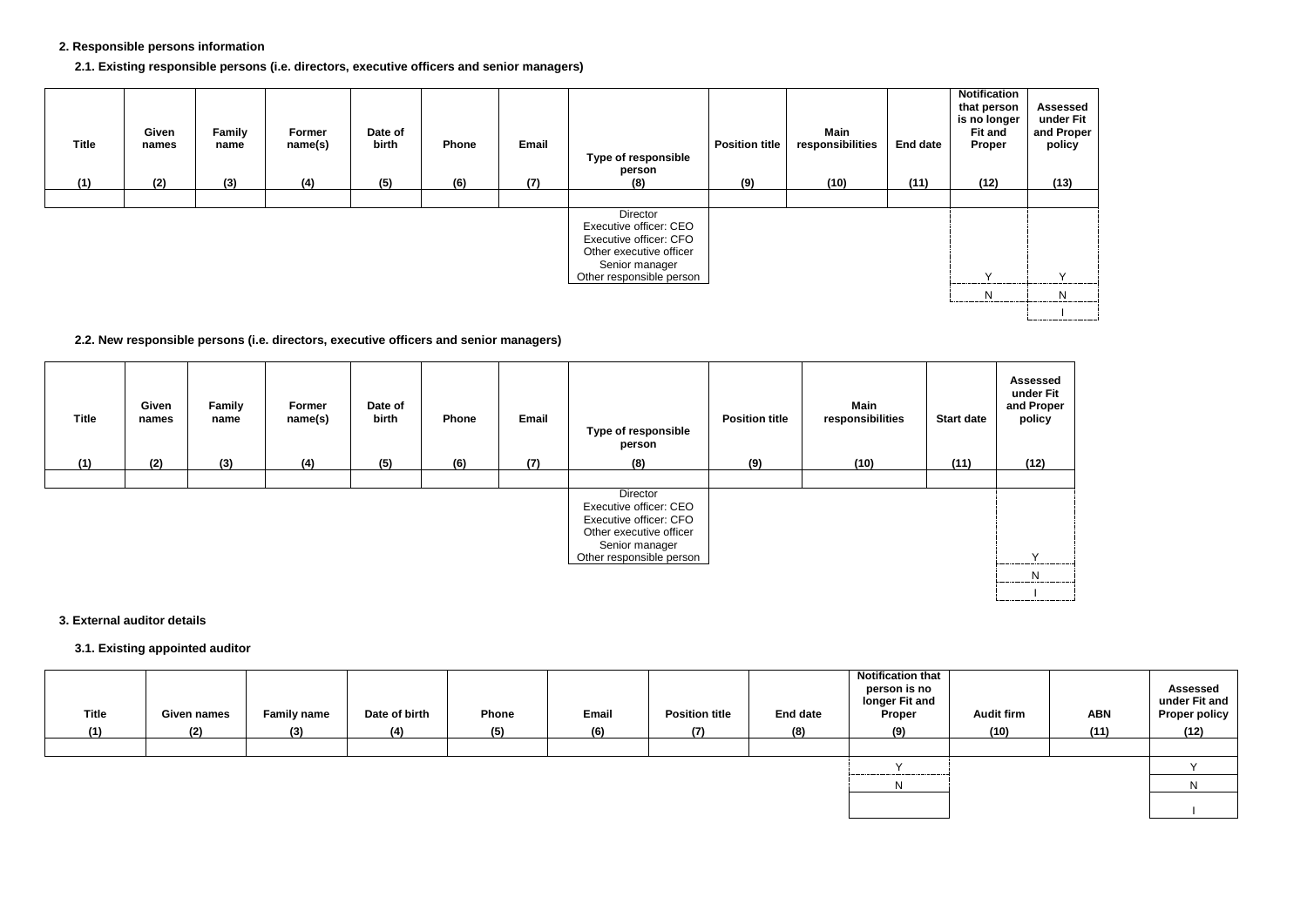### 2. Responsible persons information

#### 2.1. Existing responsible persons (i.e. directors, executive officers and senior managers)

| Title | Given names | Family name | Former name(s) | Date of birth | Phone | Email | Type of responsible person | Position title | Main responsibilities | End date | Notification that person is no longer Fit and Proper | Assessed under Fit and Proper policy |
|---|---|---|---|---|---|---|---|---|---|---|---|---|
| (1) | (2) | (3) | (4) | (5) | (6) | (7) | (8) | (9) | (10) | (11) | (12) | (13) |
| | | | | | | | | | | | | |

Type of responsible person (8) options:
- Director
- Executive officer: CEO
- Executive officer: CFO
- Other executive officer
- Senior manager
- Other responsible person

Notification that person is no longer Fit and Proper (12) options: Y, N

Assessed under Fit and Proper policy (13) options: Y, N, I

#### 2.2. New responsible persons (i.e. directors, executive officers and senior managers)

| Title | Given names | Family name | Former name(s) | Date of birth | Phone | Email | Type of responsible person | Position title | Main responsibilities | Start date | Assessed under Fit and Proper policy |
|---|---|---|---|---|---|---|---|---|---|---|---|
| (1) | (2) | (3) | (4) | (5) | (6) | (7) | (8) | (9) | (10) | (11) | (12) |
| | | | | | | | | | | | |

Type of responsible person (8) options:
- Director
- Executive officer: CEO
- Executive officer: CFO
- Other executive officer
- Senior manager
- Other responsible person

Assessed under Fit and Proper policy (12) options: Y, N, I

### 3. External auditor details

#### 3.1. Existing appointed auditor

| Title | Given names | Family name | Date of birth | Phone | Email | Position title | End date | Notification that person is no longer Fit and Proper | Audit firm | ABN | Assessed under Fit and Proper policy |
|---|---|---|---|---|---|---|---|---|---|---|---|
| (1) | (2) | (3) | (4) | (5) | (6) | (7) | (8) | (9) | (10) | (11) | (12) |
| | | | | | | | | | | | |

Notification that person is no longer Fit and Proper (9) options: Y, N

Assessed under Fit and Proper policy (12) options: Y, N, I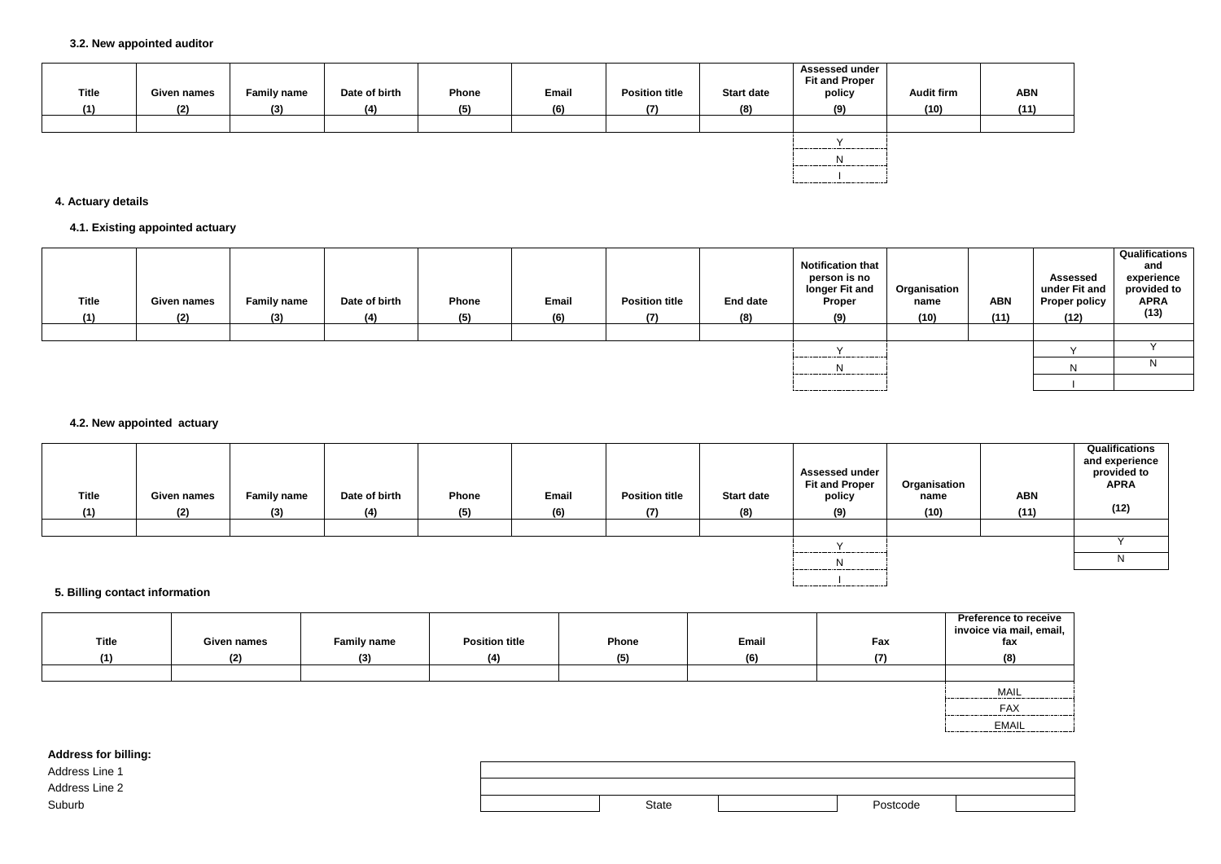### 3.2. New appointed auditor

| Title (1) | Given names (2) | Family name (3) | Date of birth (4) | Phone (5) | Email (6) | Position title (7) | Start date (8) | Assessed under Fit and Proper policy (9) | Audit firm (10) | ABN (11) |
|---|---|---|---|---|---|---|---|---|---|---|
| | | | | | | | | | | |

Assessed under Fit and Proper policy (9) options: Y / N / I

## 4. Actuary details

### 4.1. Existing appointed actuary

| Title (1) | Given names (2) | Family name (3) | Date of birth (4) | Phone (5) | Email (6) | Position title (7) | End date (8) | Notification that person is no longer Fit and Proper (9) | Organisation name (10) | ABN (11) | Assessed under Fit and Proper policy (12) | Qualifications and experience provided to APRA (13) |
|---|---|---|---|---|---|---|---|---|---|---|---|---|
| | | | | | | | | | | | | |

Notification that person is no longer Fit and Proper (9) options: Y / N

Assessed under Fit and Proper policy (12) options: Y / N / I

Qualifications and experience provided to APRA (13) options: Y / N

### 4.2. New appointed actuary

| Title (1) | Given names (2) | Family name (3) | Date of birth (4) | Phone (5) | Email (6) | Position title (7) | Start date (8) | Assessed under Fit and Proper policy (9) | Organisation name (10) | ABN (11) | Qualifications and experience provided to APRA (12) |
|---|---|---|---|---|---|---|---|---|---|---|---|
| | | | | | | | | | | | |

Assessed under Fit and Proper policy (9) options: Y / N / I

Qualifications and experience provided to APRA (12) options: Y / N

## 5. Billing contact information

| Title (1) | Given names (2) | Family name (3) | Position title (4) | Phone (5) | Email (6) | Fax (7) | Preference to receive invoice via mail, email, fax (8) |
|---|---|---|---|---|---|---|---|
| | | | | | | | |

Preference to receive invoice via mail, email, fax (8) options: MAIL / FAX / EMAIL

**Address for billing:**

| | | | | | |
|---|---|---|---|---|---|
| Address Line 1 | | | | | |
| Address Line 2 | | | | | |
| Suburb | | State | | Postcode | |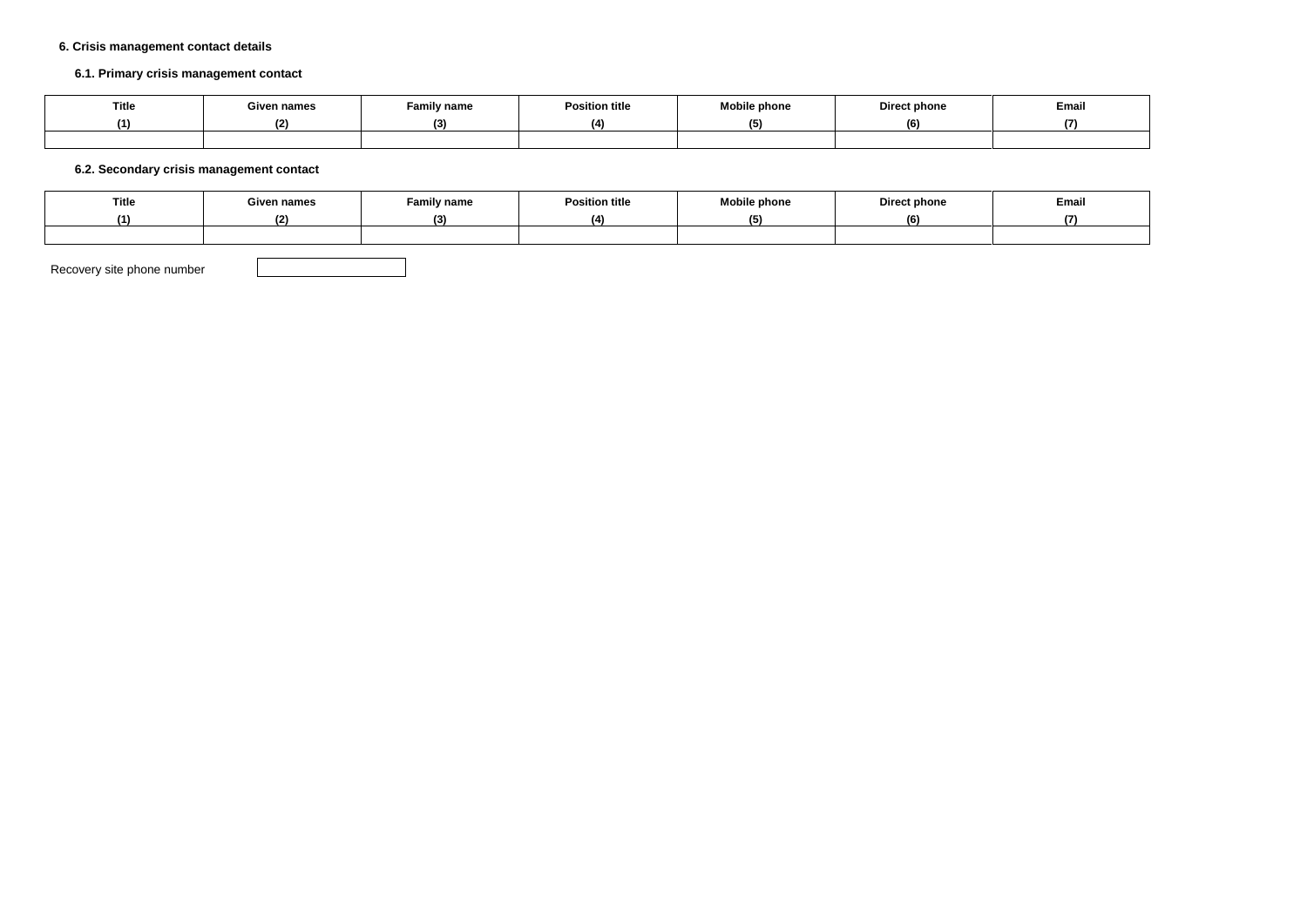## 6. Crisis management contact details

### 6.1. Primary crisis management contact

| Title<br>(1) | Given names<br>(2) | Family name<br>(3) | Position title<br>(4) | Mobile phone<br>(5) | Direct phone<br>(6) | Email<br>(7) |
|---|---|---|---|---|---|---|
| | | | | | | |

### 6.2. Secondary crisis management contact

| Title<br>(1) | Given names<br>(2) | Family name<br>(3) | Position title<br>(4) | Mobile phone<br>(5) | Direct phone<br>(6) | Email<br>(7) |
|---|---|---|---|---|---|---|
| | | | | | | |

Recovery site phone number